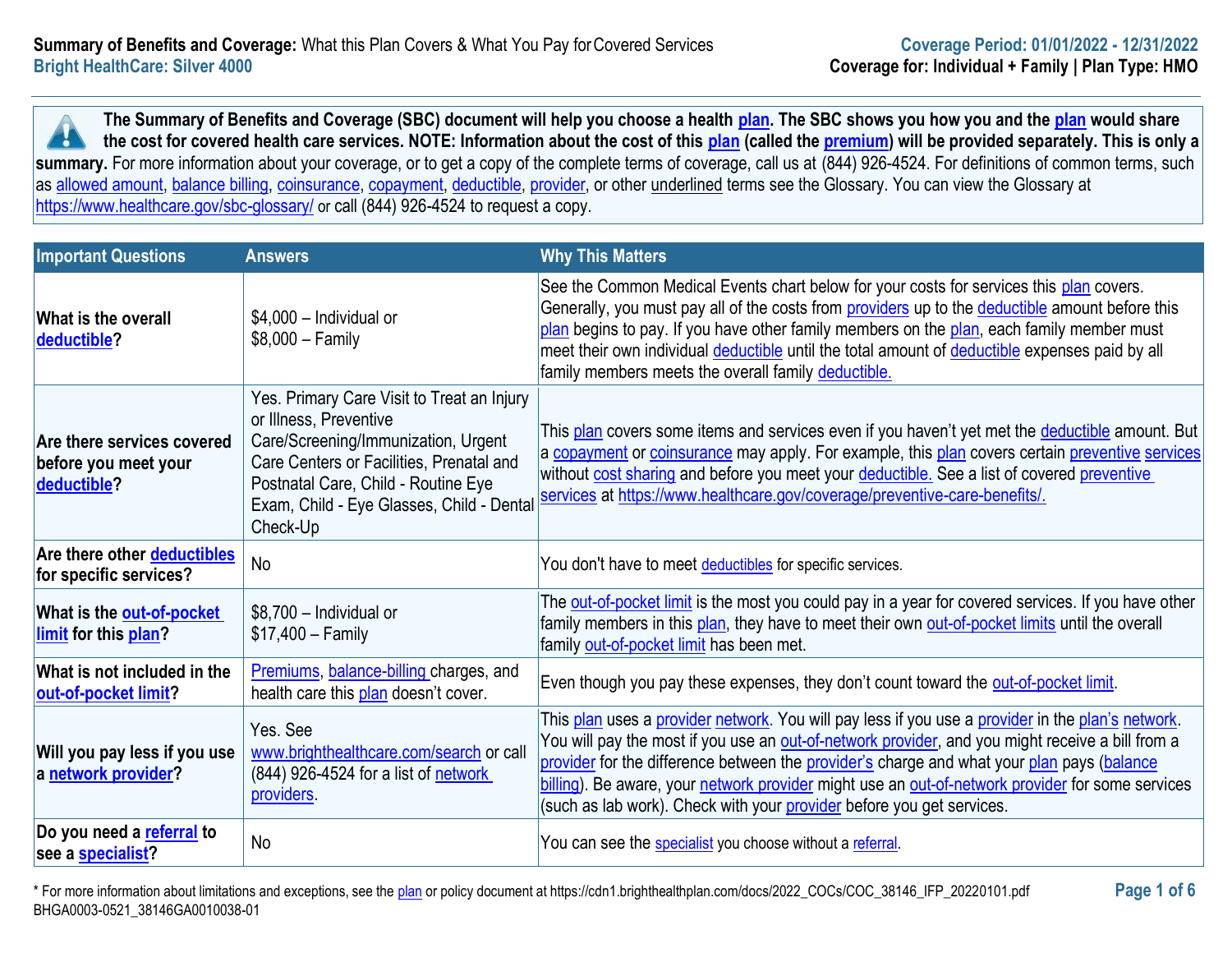**Summary of Benefits and Coverage:** What this Plan Covers & What You Pay for Covered Services
**Bright HealthCare: Silver 4000**

**Coverage Period: 01/01/2022 - 12/31/2022**
**Coverage for: Individual + Family | Plan Type: HMO**

**The Summary of Benefits and Coverage (SBC) document will help you choose a health plan. The SBC shows you how you and the plan would share the cost for covered health care services. NOTE: Information about the cost of this plan (called the premium) will be provided separately. This is only a summary.** For more information about your coverage, or to get a copy of the complete terms of coverage, call us at (844) 926-4524. For definitions of common terms, such as allowed amount, balance billing, coinsurance, copayment, deductible, provider, or other underlined terms see the Glossary. You can view the Glossary at https://www.healthcare.gov/sbc-glossary/ or call (844) 926-4524 to request a copy.

| Important Questions | Answers | Why This Matters |
|---|---|---|
| **What is the overall deductible?** | $4,000 – Individual or<br>$8,000 – Family | See the Common Medical Events chart below for your costs for services this plan covers. Generally, you must pay all of the costs from providers up to the deductible amount before this plan begins to pay. If you have other family members on the plan, each family member must meet their own individual deductible until the total amount of deductible expenses paid by all family members meets the overall family deductible. |
| **Are there services covered before you meet your deductible?** | Yes. Primary Care Visit to Treat an Injury or Illness, Preventive Care/Screening/Immunization, Urgent Care Centers or Facilities, Prenatal and Postnatal Care, Child - Routine Eye Exam, Child - Eye Glasses, Child - Dental Check-Up | This plan covers some items and services even if you haven't yet met the deductible amount. But a copayment or coinsurance may apply. For example, this plan covers certain preventive services without cost sharing and before you meet your deductible. See a list of covered preventive services at https://www.healthcare.gov/coverage/preventive-care-benefits/. |
| **Are there other deductibles for specific services?** | No | You don't have to meet deductibles for specific services. |
| **What is the out-of-pocket limit for this plan?** | $8,700 – Individual or<br>$17,400 – Family | The out-of-pocket limit is the most you could pay in a year for covered services. If you have other family members in this plan, they have to meet their own out-of-pocket limits until the overall family out-of-pocket limit has been met. |
| **What is not included in the out-of-pocket limit?** | Premiums, balance-billing charges, and health care this plan doesn't cover. | Even though you pay these expenses, they don't count toward the out-of-pocket limit. |
| **Will you pay less if you use a network provider?** | Yes. See www.brighthealthcare.com/search or call (844) 926-4524 for a list of network providers. | This plan uses a provider network. You will pay less if you use a provider in the plan's network. You will pay the most if you use an out-of-network provider, and you might receive a bill from a provider for the difference between the provider's charge and what your plan pays (balance billing). Be aware, your network provider might use an out-of-network provider for some services (such as lab work). Check with your provider before you get services. |
| **Do you need a referral to see a specialist?** | No | You can see the specialist you choose without a referral. |

\* For more information about limitations and exceptions, see the plan or policy document at https://cdn1.brighthealthplan.com/docs/2022_COCs/COC_38146_IFP_20220101.pdf
BHGA0003-0521_38146GA0010038-01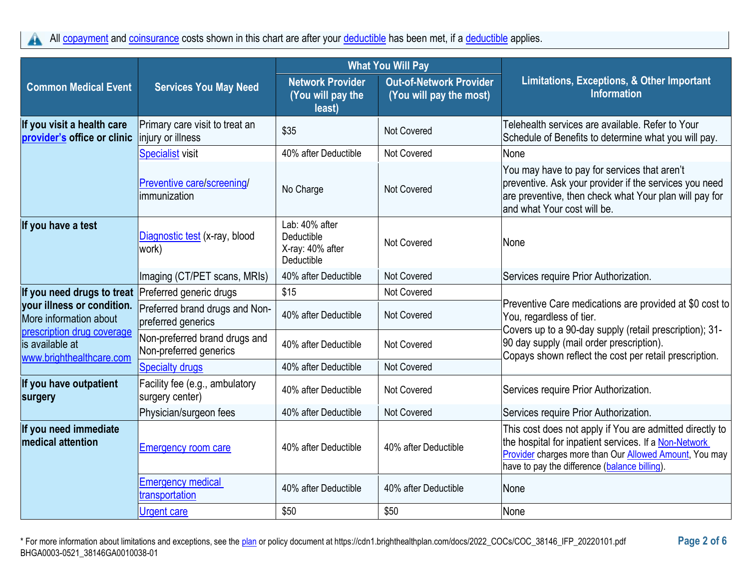All copayment and coinsurance costs shown in this chart are after your deductible has been met, if a deductible applies.

| Common Medical Event | Services You May Need | What You Will Pay | | Limitations, Exceptions, & Other Important Information |
|---|---|---|---|---|
| | | Network Provider (You will pay the least) | Out-of-Network Provider (You will pay the most) | |
| **If you visit a health care provider's office or clinic** | Primary care visit to treat an injury or illness | $35 | Not Covered | Telehealth services are available. Refer to Your Schedule of Benefits to determine what you will pay. |
| | Specialist visit | 40% after Deductible | Not Covered | None |
| | Preventive care/screening/ immunization | No Charge | Not Covered | You may have to pay for services that aren't preventive. Ask your provider if the services you need are preventive, then check what Your plan will pay for and what Your cost will be. |
| **If you have a test** | Diagnostic test (x-ray, blood work) | Lab: 40% after Deductible X-ray: 40% after Deductible | Not Covered | None |
| | Imaging (CT/PET scans, MRIs) | 40% after Deductible | Not Covered | Services require Prior Authorization. |
| **If you need drugs to treat your illness or condition.** More information about prescription drug coverage is available at www.brighthealthcare.com | Preferred generic drugs | $15 | Not Covered | Preventive Care medications are provided at $0 cost to You, regardless of tier. Covers up to a 90-day supply (retail prescription); 31-90 day supply (mail order prescription). Copays shown reflect the cost per retail prescription. |
| | Preferred brand drugs and Non-preferred generics | 40% after Deductible | Not Covered | |
| | Non-preferred brand drugs and Non-preferred generics | 40% after Deductible | Not Covered | |
| | Specialty drugs | 40% after Deductible | Not Covered | |
| **If you have outpatient surgery** | Facility fee (e.g., ambulatory surgery center) | 40% after Deductible | Not Covered | Services require Prior Authorization. |
| | Physician/surgeon fees | 40% after Deductible | Not Covered | Services require Prior Authorization. |
| **If you need immediate medical attention** | Emergency room care | 40% after Deductible | 40% after Deductible | This cost does not apply if You are admitted directly to the hospital for inpatient services. If a Non-Network Provider charges more than Our Allowed Amount, You may have to pay the difference (balance billing). |
| | Emergency medical transportation | 40% after Deductible | 40% after Deductible | None |
| | Urgent care | $50 | $50 | None |

* For more information about limitations and exceptions, see the plan or policy document at https://cdn1.brighthealthplan.com/docs/2022_COCs/COC_38146_IFP_20220101.pdf
BHGA0003-0521_38146GA0010038-01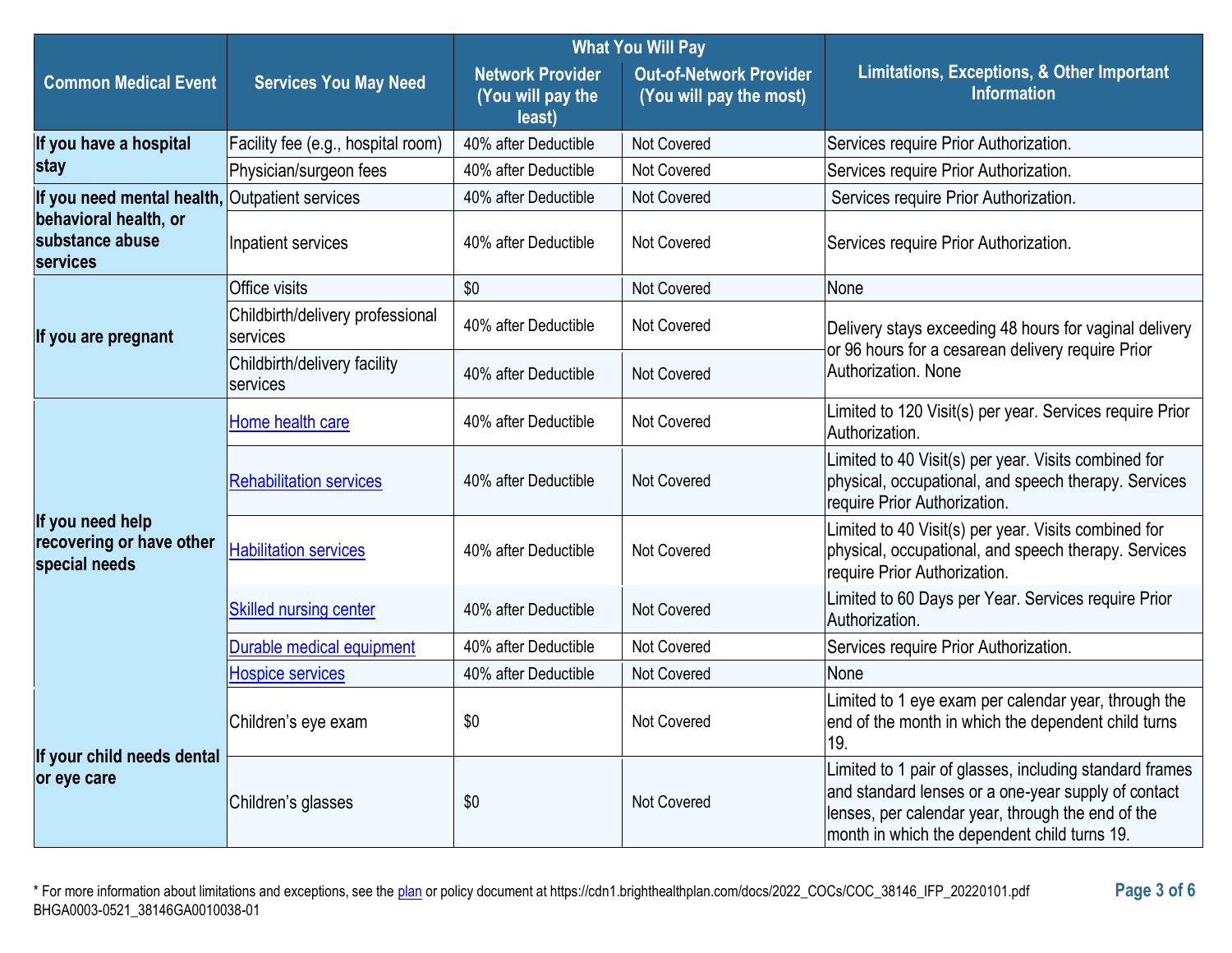| Common Medical Event | Services You May Need | What You Will Pay | | Limitations, Exceptions, & Other Important Information |
|---|---|---|---|---|
| | | Network Provider (You will pay the least) | Out-of-Network Provider (You will pay the most) | |
| **If you have a hospital stay** | Facility fee (e.g., hospital room) | 40% after Deductible | Not Covered | Services require Prior Authorization. |
| | Physician/surgeon fees | 40% after Deductible | Not Covered | Services require Prior Authorization. |
| **If you need mental health, behavioral health, or substance abuse services** | Outpatient services | 40% after Deductible | Not Covered | Services require Prior Authorization. |
| | Inpatient services | 40% after Deductible | Not Covered | Services require Prior Authorization. |
| **If you are pregnant** | Office visits | $0 | Not Covered | None |
| | Childbirth/delivery professional services | 40% after Deductible | Not Covered | Delivery stays exceeding 48 hours for vaginal delivery or 96 hours for a cesarean delivery require Prior Authorization. None |
| | Childbirth/delivery facility services | 40% after Deductible | Not Covered | |
| **If you need help recovering or have other special needs** | Home health care | 40% after Deductible | Not Covered | Limited to 120 Visit(s) per year. Services require Prior Authorization. |
| | Rehabilitation services | 40% after Deductible | Not Covered | Limited to 40 Visit(s) per year. Visits combined for physical, occupational, and speech therapy. Services require Prior Authorization. |
| | Habilitation services | 40% after Deductible | Not Covered | Limited to 40 Visit(s) per year. Visits combined for physical, occupational, and speech therapy. Services require Prior Authorization. |
| | Skilled nursing center | 40% after Deductible | Not Covered | Limited to 60 Days per Year. Services require Prior Authorization. |
| | Durable medical equipment | 40% after Deductible | Not Covered | Services require Prior Authorization. |
| | Hospice services | 40% after Deductible | Not Covered | None |
| **If your child needs dental or eye care** | Children's eye exam | $0 | Not Covered | Limited to 1 eye exam per calendar year, through the end of the month in which the dependent child turns 19. |
| | Children's glasses | $0 | Not Covered | Limited to 1 pair of glasses, including standard frames and standard lenses or a one-year supply of contact lenses, per calendar year, through the end of the month in which the dependent child turns 19. |

* For more information about limitations and exceptions, see the plan or policy document at https://cdn1.brighthealthplan.com/docs/2022_COCs/COC_38146_IFP_20220101.pdf
BHGA0003-0521_38146GA0010038-01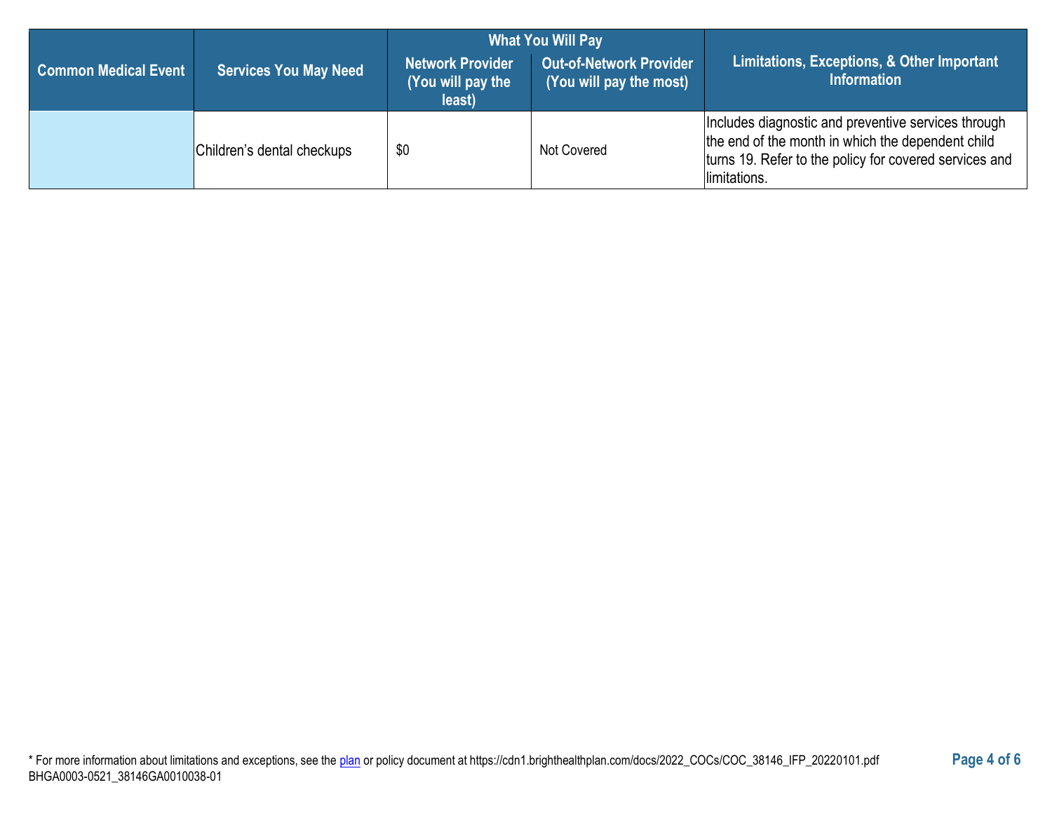| Common Medical Event | Services You May Need | What You Will Pay | | Limitations, Exceptions, & Other Important Information |
|---|---|---|---|---|
| | | Network Provider (You will pay the least) | Out-of-Network Provider (You will pay the most) | |
| | Children's dental checkups | $0 | Not Covered | Includes diagnostic and preventive services through the end of the month in which the dependent child turns 19. Refer to the policy for covered services and limitations. |

* For more information about limitations and exceptions, see the plan or policy document at https://cdn1.brighthealthplan.com/docs/2022_COCs/COC_38146_IFP_20220101.pdf
BHGA0003-0521_38146GA0010038-01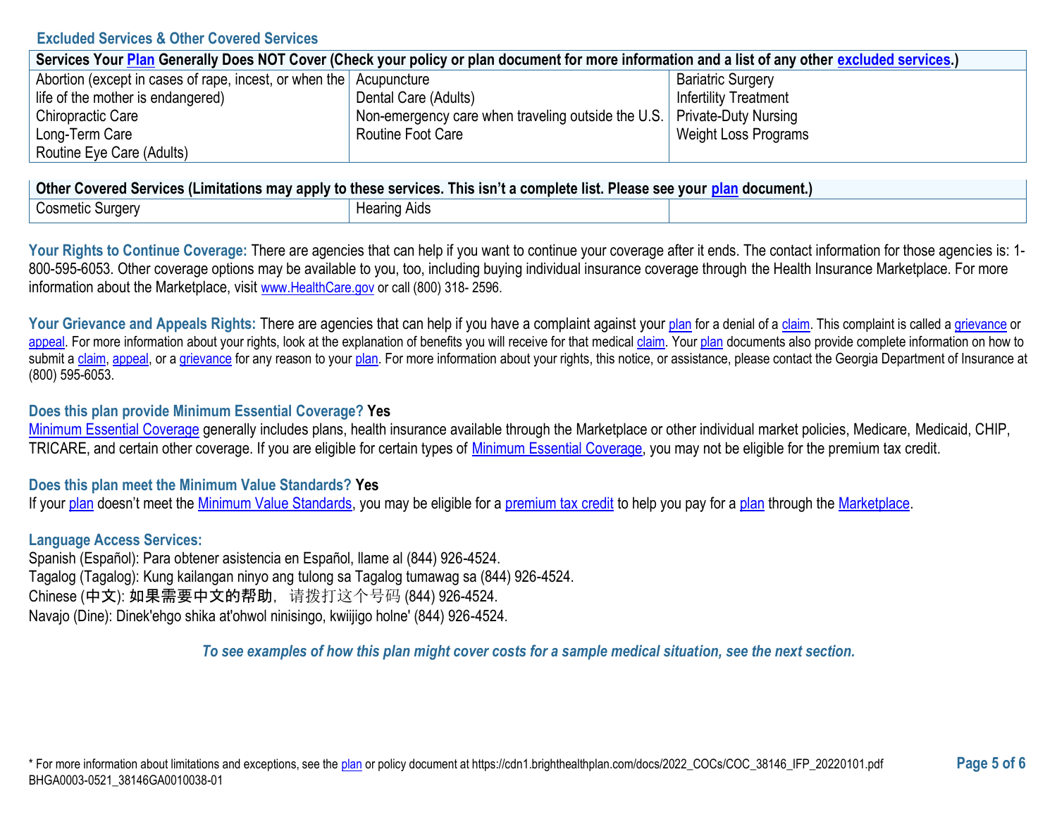## Excluded Services & Other Covered Services

| Services Your Plan Generally Does NOT Cover (Check your policy or plan document for more information and a list of any other excluded services.) | | |
|---|---|---|
| Abortion (except in cases of rape, incest, or when the life of the mother is endangered)<br>Chiropractic Care<br>Long-Term Care<br>Routine Eye Care (Adults) | Acupuncture<br>Dental Care (Adults)<br>Non-emergency care when traveling outside the U.S.<br>Routine Foot Care | Bariatric Surgery<br>Infertility Treatment<br>Private-Duty Nursing<br>Weight Loss Programs |

| Other Covered Services (Limitations may apply to these services. This isn't a complete list. Please see your plan document.) | | |
|---|---|---|
| Cosmetic Surgery | Hearing Aids | |

**Your Rights to Continue Coverage:** There are agencies that can help if you want to continue your coverage after it ends. The contact information for those agencies is: 1-800-595-6053. Other coverage options may be available to you, too, including buying individual insurance coverage through the Health Insurance Marketplace. For more information about the Marketplace, visit www.HealthCare.gov or call (800) 318- 2596.

**Your Grievance and Appeals Rights:** There are agencies that can help if you have a complaint against your plan for a denial of a claim. This complaint is called a grievance or appeal. For more information about your rights, look at the explanation of benefits you will receive for that medical claim. Your plan documents also provide complete information on how to submit a claim, appeal, or a grievance for any reason to your plan. For more information about your rights, this notice, or assistance, please contact the Georgia Department of Insurance at (800) 595-6053.

**Does this plan provide Minimum Essential Coverage? Yes**

Minimum Essential Coverage generally includes plans, health insurance available through the Marketplace or other individual market policies, Medicare, Medicaid, CHIP, TRICARE, and certain other coverage. If you are eligible for certain types of Minimum Essential Coverage, you may not be eligible for the premium tax credit.

**Does this plan meet the Minimum Value Standards? Yes**

If your plan doesn't meet the Minimum Value Standards, you may be eligible for a premium tax credit to help you pay for a plan through the Marketplace.

**Language Access Services:**

Spanish (Español): Para obtener asistencia en Español, llame al (844) 926-4524.
Tagalog (Tagalog): Kung kailangan ninyo ang tulong sa Tagalog tumawag sa (844) 926-4524.
Chinese (中文): 如果需要中文的帮助，请拨打这个号码 (844) 926-4524.
Navajo (Dine): Dinek'ehgo shika at'ohwol ninisingo, kwiijigo holne' (844) 926-4524.

*To see examples of how this plan might cover costs for a sample medical situation, see the next section.*

* For more information about limitations and exceptions, see the plan or policy document at https://cdn1.brighthealthplan.com/docs/2022_COCs/COC_38146_IFP_20220101.pdf
BHGA0003-0521_38146GA0010038-01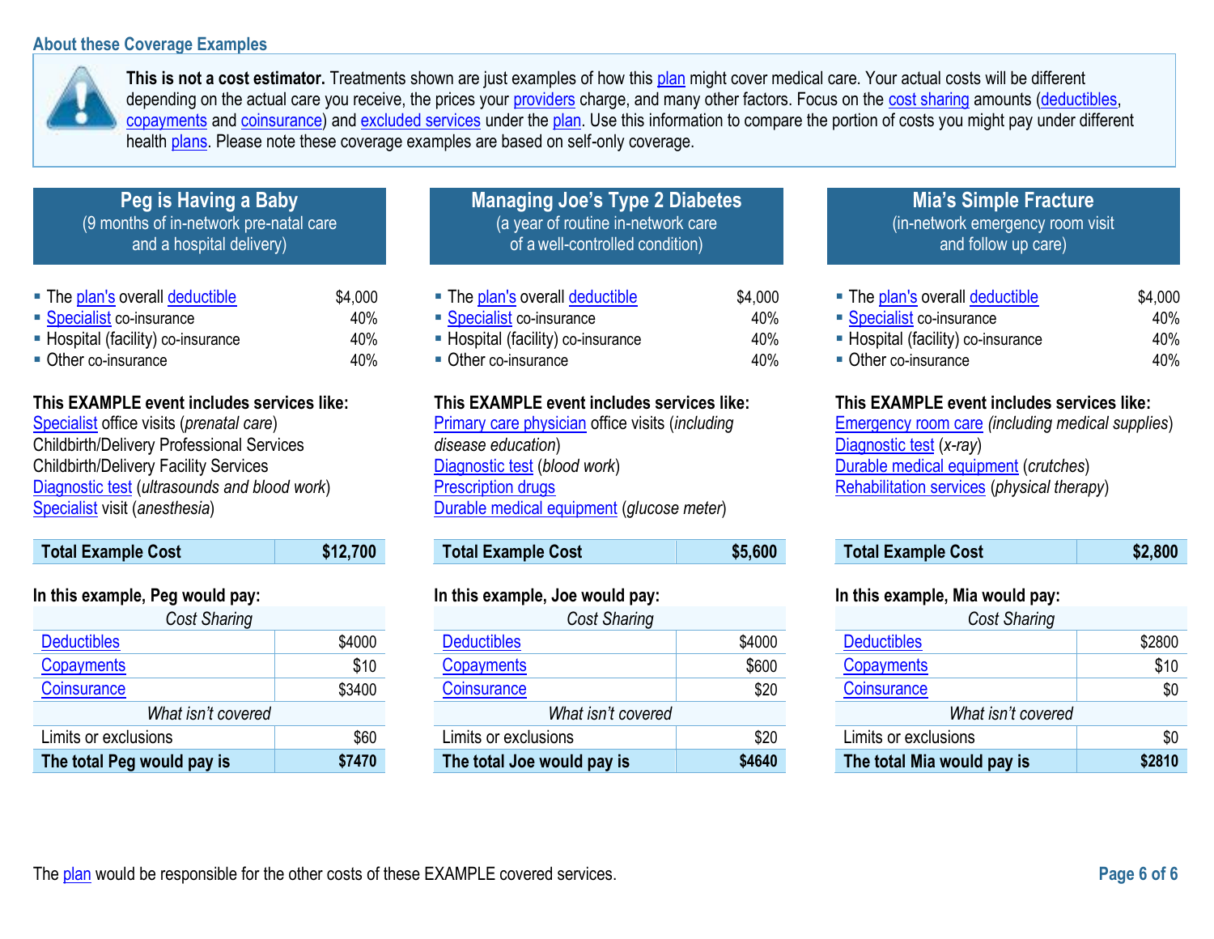## About these Coverage Examples

**This is not a cost estimator.** Treatments shown are just examples of how this plan might cover medical care. Your actual costs will be different depending on the actual care you receive, the prices your providers charge, and many other factors. Focus on the cost sharing amounts (deductibles, copayments and coinsurance) and excluded services under the plan. Use this information to compare the portion of costs you might pay under different health plans. Please note these coverage examples are based on self-only coverage.

### Peg is Having a Baby
(9 months of in-network pre-natal care and a hospital delivery)

- The plan's overall deductible $4,000
- Specialist co-insurance 40%
- Hospital (facility) co-insurance 40%
- Other co-insurance 40%

**This EXAMPLE event includes services like:**
Specialist office visits (*prenatal care*)
Childbirth/Delivery Professional Services
Childbirth/Delivery Facility Services
Diagnostic test (*ultrasounds and blood work*)
Specialist visit (*anesthesia*)

| **Total Example Cost** | **$12,700** |
|---|---|

**In this example, Peg would pay:**

| *Cost Sharing* | |
|---|---|
| Deductibles | $4000 |
| Copayments | $10 |
| Coinsurance | $3400 |
| *What isn't covered* | |
| Limits or exclusions | $60 |
| **The total Peg would pay is** | **$7470** |

### Managing Joe's Type 2 Diabetes
(a year of routine in-network care of a well-controlled condition)

- The plan's overall deductible $4,000
- Specialist co-insurance 40%
- Hospital (facility) co-insurance 40%
- Other co-insurance 40%

**This EXAMPLE event includes services like:**
Primary care physician office visits (*including disease education*)
Diagnostic test (*blood work*)
Prescription drugs
Durable medical equipment (*glucose meter*)

| **Total Example Cost** | **$5,600** |
|---|---|

**In this example, Joe would pay:**

| *Cost Sharing* | |
|---|---|
| Deductibles | $4000 |
| Copayments | $600 |
| Coinsurance | $20 |
| *What isn't covered* | |
| Limits or exclusions | $20 |
| **The total Joe would pay is** | **$4640** |

### Mia's Simple Fracture
(in-network emergency room visit and follow up care)

- The plan's overall deductible $4,000
- Specialist co-insurance 40%
- Hospital (facility) co-insurance 40%
- Other co-insurance 40%

**This EXAMPLE event includes services like:**
Emergency room care *(including medical supplies)*
Diagnostic test (*x-ray*)
Durable medical equipment (*crutches*)
Rehabilitation services (*physical therapy*)

| **Total Example Cost** | **$2,800** |
|---|---|

**In this example, Mia would pay:**

| *Cost Sharing* | |
|---|---|
| Deductibles | $2800 |
| Copayments | $10 |
| Coinsurance | $0 |
| *What isn't covered* | |
| Limits or exclusions | $0 |
| **The total Mia would pay is** | **$2810** |

The plan would be responsible for the other costs of these EXAMPLE covered services.